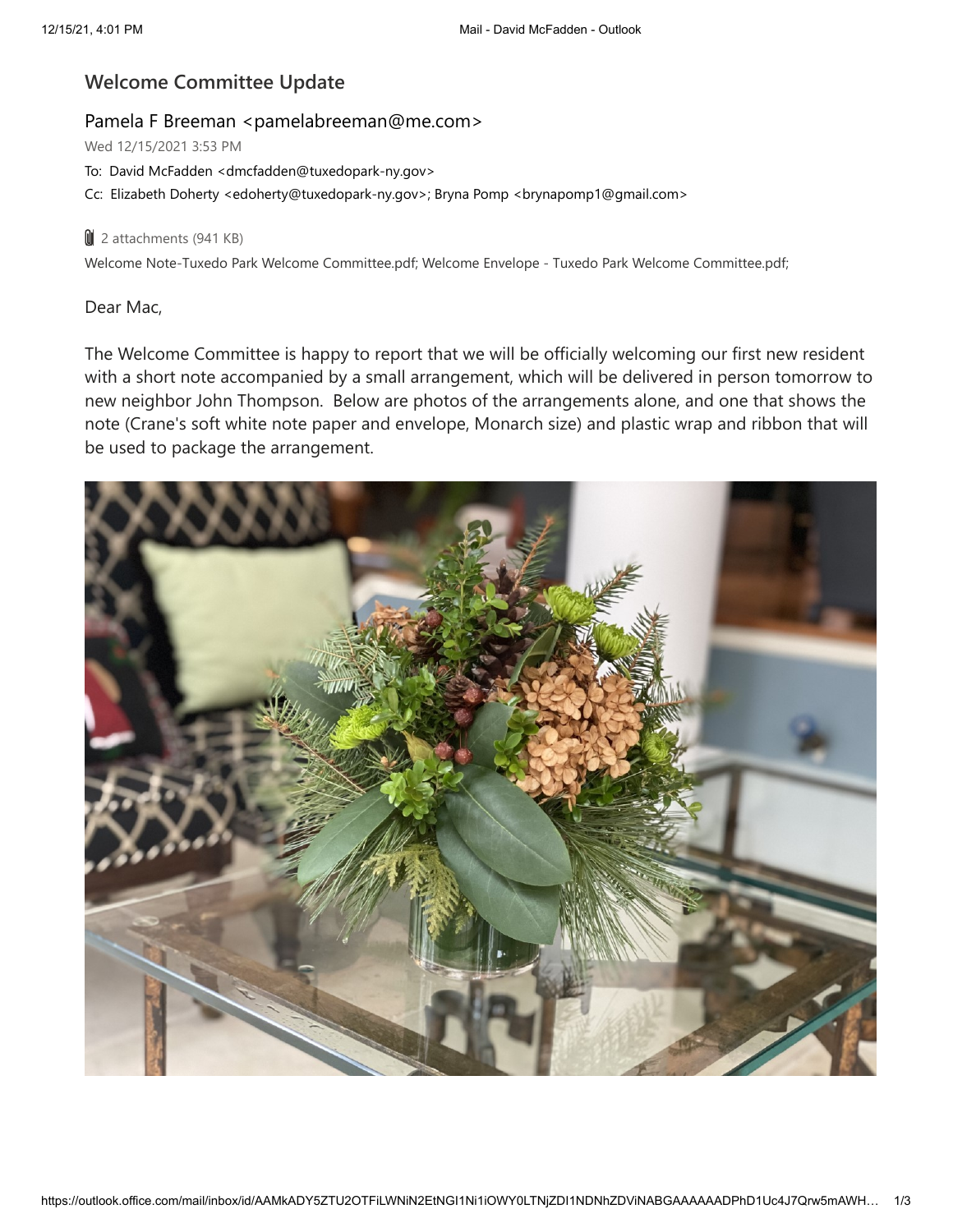## Welcome Committee Update

Pamela F Breeman <pamelabreeman@me.com>

Wed 12/15/2021 3:53 PM

To: David McFadden <dmcfadden@tuxedopark-ny.gov>

Cc: Elizabeth Doherty <edoherty@tuxedopark-ny.gov>; Bryna Pomp <brynapomp1@gmail.com>

2 attachments (941 KB)

Welcome Note-Tuxedo Park Welcome Committee.pdf; Welcome Envelope - Tuxedo Park Welcome Committee.pdf;

Dear Mac,

The Welcome Committee is happy to report that we will be officially welcoming our first new resident with a short note accompanied by a small arrangement, which will be delivered in person tomorrow to new neighbor John Thompson. Below are photos of the arrangements alone, and one that shows the note (Crane's soft white note paper and envelope, Monarch size) and plastic wrap and ribbon that will be used to package the arrangement.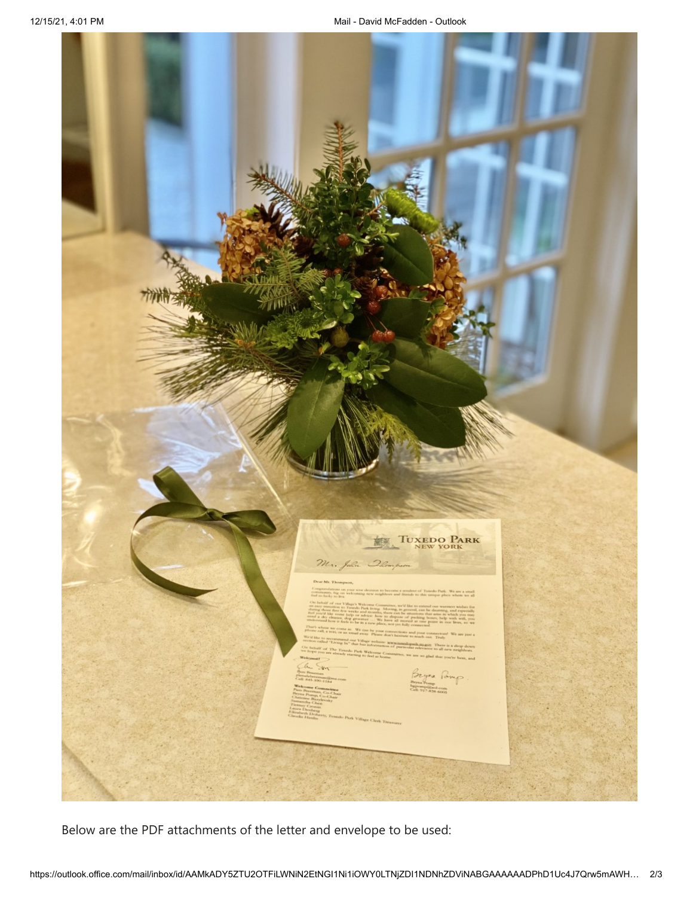Below are the PDF attachments of the letter and envelope to be used: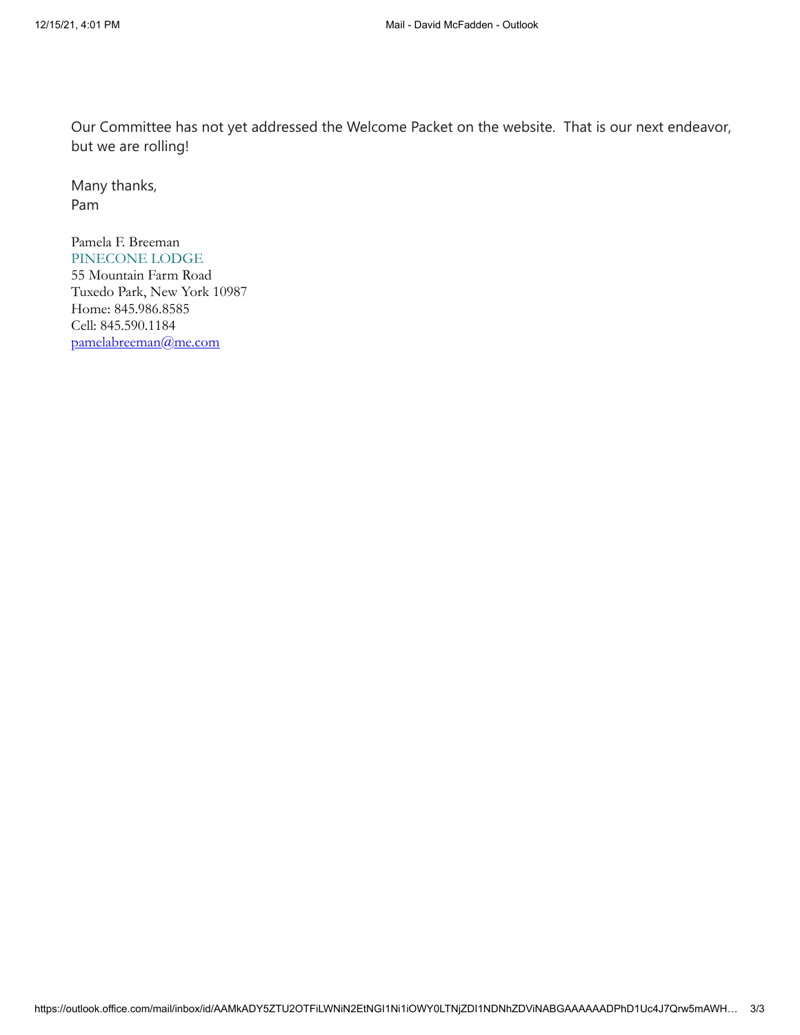Our Committee has not yet addressed the Welcome Packet on the website. That is our next endeavor, but we are rolling!

Many thanks,
Pam

Pamela F. Breeman
PINECONE LODGE
55 Mountain Farm Road
Tuxedo Park, New York 10987
Home: 845.986.8585
Cell: 845.590.1184
pamelabreeman@me.com